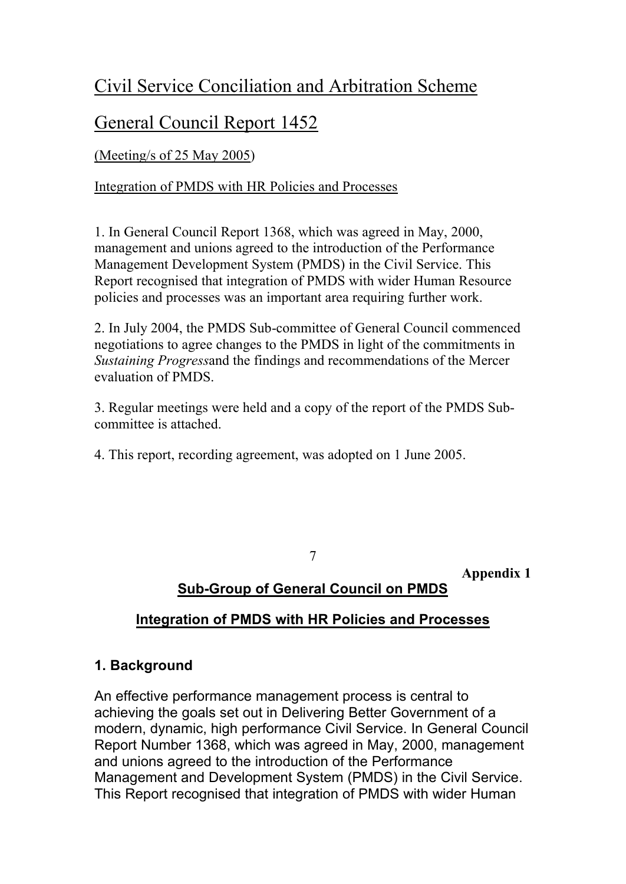# Civil Service Conciliation and Arbitration Scheme

# General Council Report 1452

(Meeting/s of 25 May 2005)

Integration of PMDS with HR Policies and Processes

1. In General Council Report 1368, which was agreed in May, 2000, management and unions agreed to the introduction of the Performance Management Development System (PMDS) in the Civil Service. This Report recognised that integration of PMDS with wider Human Resource policies and processes was an important area requiring further work.

2. In July 2004, the PMDS Sub-committee of General Council commenced negotiations to agree changes to the PMDS in light of the commitments in *Sustaining Progress*and the findings and recommendations of the Mercer evaluation of PMDS.

3. Regular meetings were held and a copy of the report of the PMDS Sub-committee is attached.

4. This report, recording agreement, was adopted on 1 June 2005.

**Appendix 1**

## Sub-Group of General Council on PMDS

## Integration of PMDS with HR Policies and Processes

### 1. Background

An effective performance management process is central to achieving the goals set out in Delivering Better Government of a modern, dynamic, high performance Civil Service. In General Council Report Number 1368, which was agreed in May, 2000, management and unions agreed to the introduction of the Performance Management and Development System (PMDS) in the Civil Service. This Report recognised that integration of PMDS with wider Human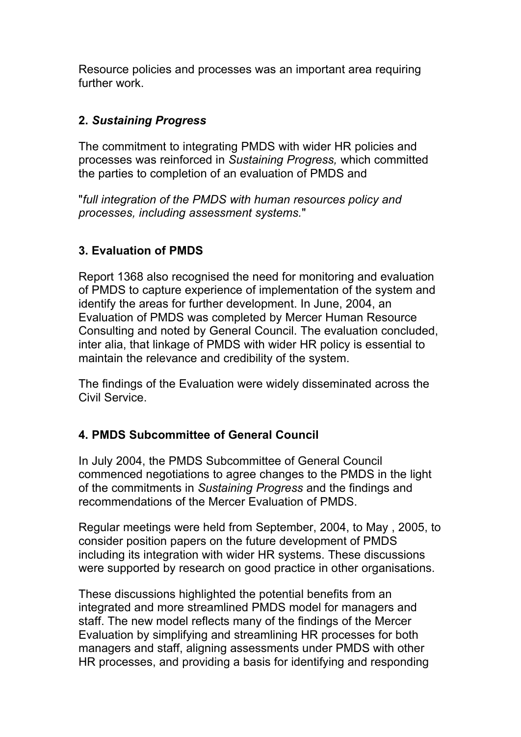Resource policies and processes was an important area requiring further work.

## 2. *Sustaining Progress*

The commitment to integrating PMDS with wider HR policies and processes was reinforced in *Sustaining Progress,* which committed the parties to completion of an evaluation of PMDS and

"*full integration of the PMDS with human resources policy and processes, including assessment systems.*"

## 3. Evaluation of PMDS

Report 1368 also recognised the need for monitoring and evaluation of PMDS to capture experience of implementation of the system and identify the areas for further development. In June, 2004, an Evaluation of PMDS was completed by Mercer Human Resource Consulting and noted by General Council. The evaluation concluded, inter alia, that linkage of PMDS with wider HR policy is essential to maintain the relevance and credibility of the system.

The findings of the Evaluation were widely disseminated across the Civil Service.

## 4. PMDS Subcommittee of General Council

In July 2004, the PMDS Subcommittee of General Council commenced negotiations to agree changes to the PMDS in the light of the commitments in *Sustaining Progress* and the findings and recommendations of the Mercer Evaluation of PMDS.

Regular meetings were held from September, 2004, to May , 2005, to consider position papers on the future development of PMDS including its integration with wider HR systems. These discussions were supported by research on good practice in other organisations.

These discussions highlighted the potential benefits from an integrated and more streamlined PMDS model for managers and staff. The new model reflects many of the findings of the Mercer Evaluation by simplifying and streamlining HR processes for both managers and staff, aligning assessments under PMDS with other HR processes, and providing a basis for identifying and responding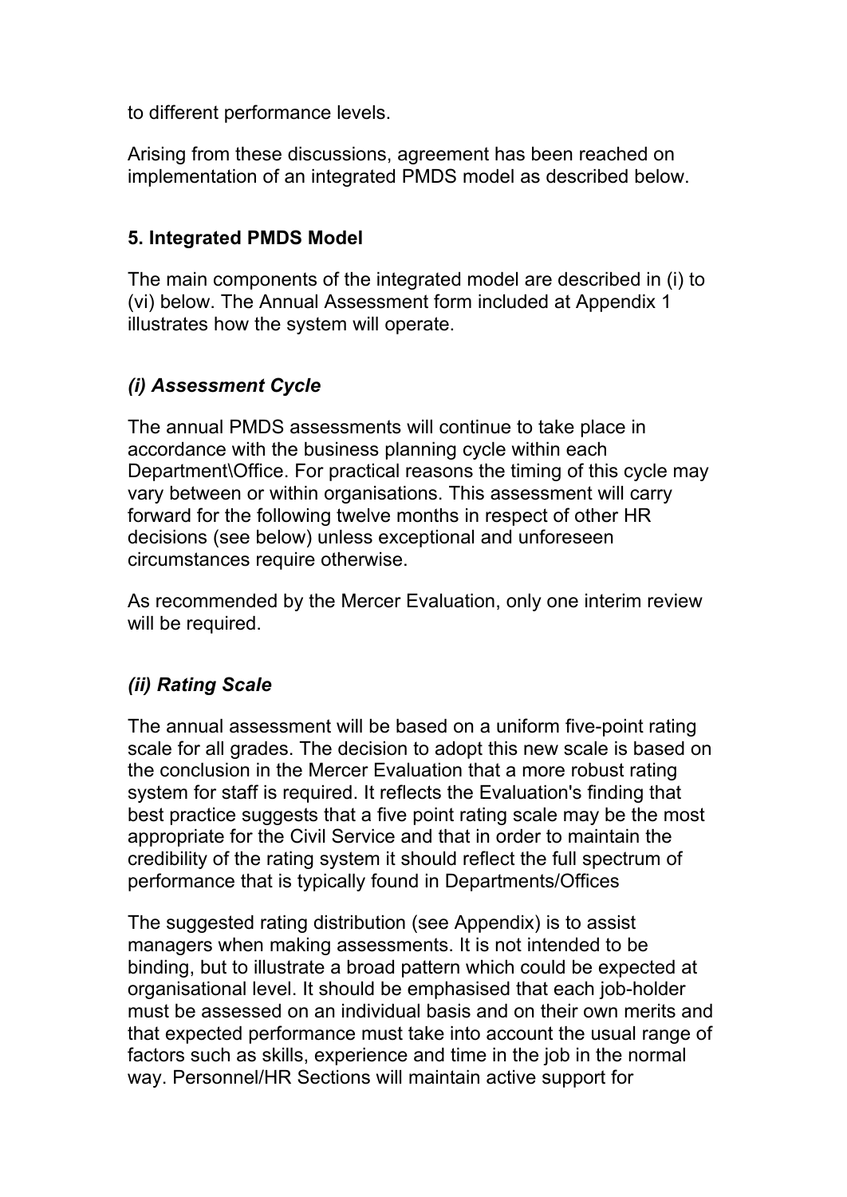to different performance levels.

Arising from these discussions, agreement has been reached on implementation of an integrated PMDS model as described below.

## 5. Integrated PMDS Model

The main components of the integrated model are described in (i) to (vi) below. The Annual Assessment form included at Appendix 1 illustrates how the system will operate.

### *(i) Assessment Cycle*

The annual PMDS assessments will continue to take place in accordance with the business planning cycle within each Department\Office. For practical reasons the timing of this cycle may vary between or within organisations. This assessment will carry forward for the following twelve months in respect of other HR decisions (see below) unless exceptional and unforeseen circumstances require otherwise.

As recommended by the Mercer Evaluation, only one interim review will be required.

### *(ii) Rating Scale*

The annual assessment will be based on a uniform five-point rating scale for all grades. The decision to adopt this new scale is based on the conclusion in the Mercer Evaluation that a more robust rating system for staff is required. It reflects the Evaluation's finding that best practice suggests that a five point rating scale may be the most appropriate for the Civil Service and that in order to maintain the credibility of the rating system it should reflect the full spectrum of performance that is typically found in Departments/Offices

The suggested rating distribution (see Appendix) is to assist managers when making assessments. It is not intended to be binding, but to illustrate a broad pattern which could be expected at organisational level. It should be emphasised that each job-holder must be assessed on an individual basis and on their own merits and that expected performance must take into account the usual range of factors such as skills, experience and time in the job in the normal way. Personnel/HR Sections will maintain active support for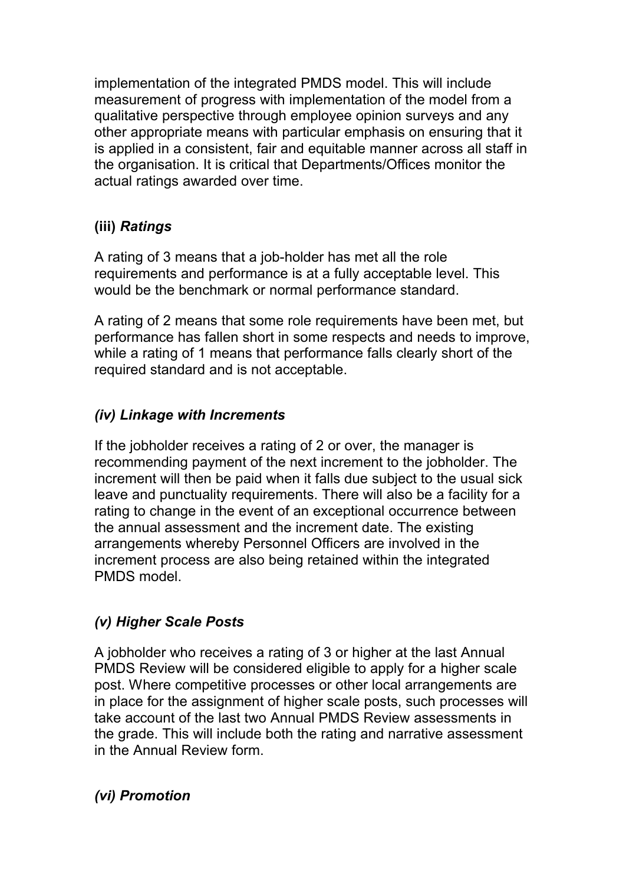implementation of the integrated PMDS model. This will include measurement of progress with implementation of the model from a qualitative perspective through employee opinion surveys and any other appropriate means with particular emphasis on ensuring that it is applied in a consistent, fair and equitable manner across all staff in the organisation. It is critical that Departments/Offices monitor the actual ratings awarded over time.

### (iii) *Ratings*

A rating of 3 means that a job-holder has met all the role requirements and performance is at a fully acceptable level. This would be the benchmark or normal performance standard.

A rating of 2 means that some role requirements have been met, but performance has fallen short in some respects and needs to improve, while a rating of 1 means that performance falls clearly short of the required standard and is not acceptable.

### *(iv) Linkage with Increments*

If the jobholder receives a rating of 2 or over, the manager is recommending payment of the next increment to the jobholder. The increment will then be paid when it falls due subject to the usual sick leave and punctuality requirements. There will also be a facility for a rating to change in the event of an exceptional occurrence between the annual assessment and the increment date. The existing arrangements whereby Personnel Officers are involved in the increment process are also being retained within the integrated PMDS model.

### *(v) Higher Scale Posts*

A jobholder who receives a rating of 3 or higher at the last Annual PMDS Review will be considered eligible to apply for a higher scale post. Where competitive processes or other local arrangements are in place for the assignment of higher scale posts, such processes will take account of the last two Annual PMDS Review assessments in the grade. This will include both the rating and narrative assessment in the Annual Review form.

### *(vi) Promotion*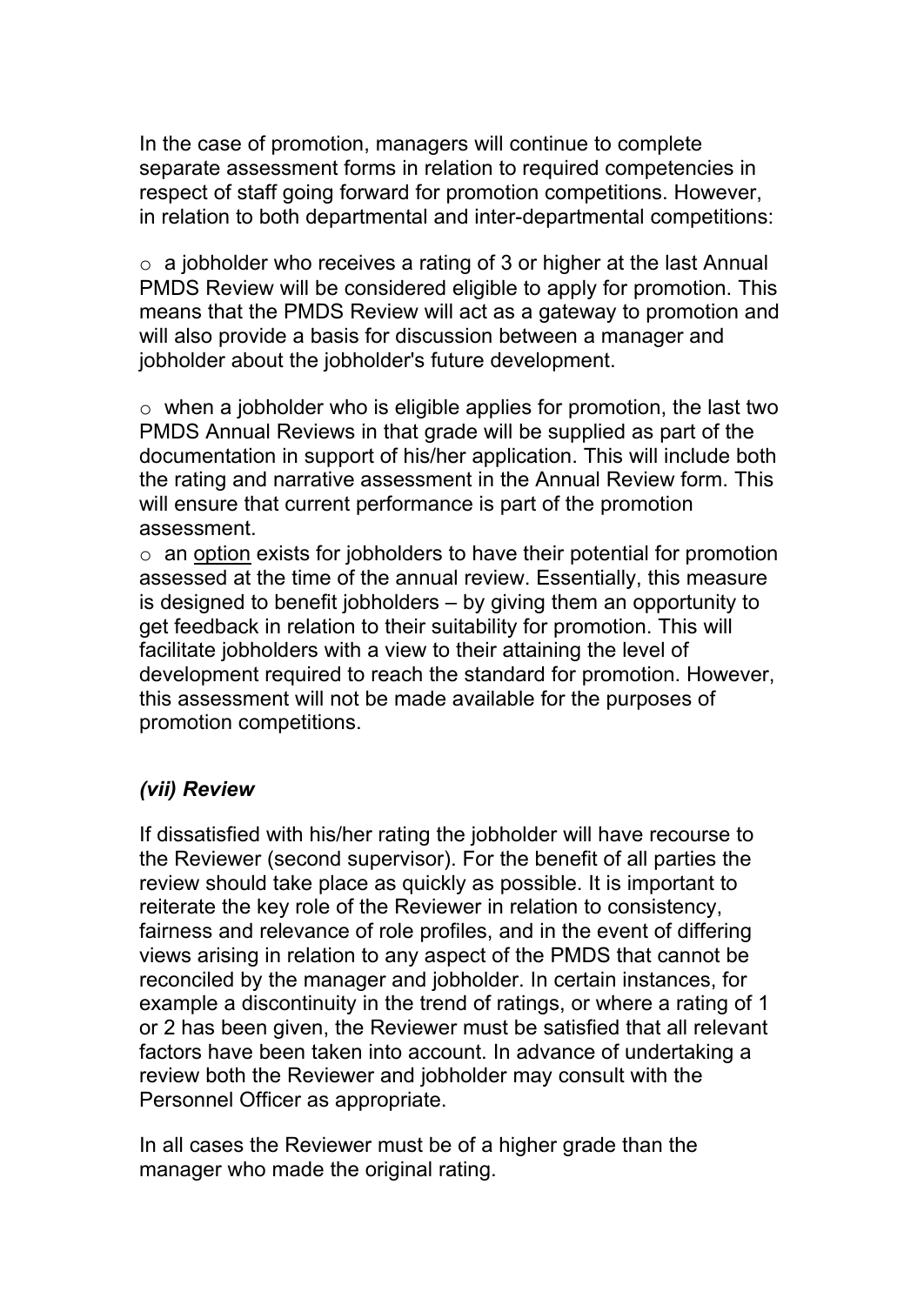In the case of promotion, managers will continue to complete separate assessment forms in relation to required competencies in respect of staff going forward for promotion competitions. However, in relation to both departmental and inter-departmental competitions:

- a jobholder who receives a rating of 3 or higher at the last Annual PMDS Review will be considered eligible to apply for promotion. This means that the PMDS Review will act as a gateway to promotion and will also provide a basis for discussion between a manager and jobholder about the jobholder's future development.
- when a jobholder who is eligible applies for promotion, the last two PMDS Annual Reviews in that grade will be supplied as part of the documentation in support of his/her application. This will include both the rating and narrative assessment in the Annual Review form. This will ensure that current performance is part of the promotion assessment.
- an <u>option</u> exists for jobholders to have their potential for promotion assessed at the time of the annual review. Essentially, this measure is designed to benefit jobholders – by giving them an opportunity to get feedback in relation to their suitability for promotion. This will facilitate jobholders with a view to their attaining the level of development required to reach the standard for promotion. However, this assessment will not be made available for the purposes of promotion competitions.

### *(vii) Review*

If dissatisfied with his/her rating the jobholder will have recourse to the Reviewer (second supervisor). For the benefit of all parties the review should take place as quickly as possible. It is important to reiterate the key role of the Reviewer in relation to consistency, fairness and relevance of role profiles, and in the event of differing views arising in relation to any aspect of the PMDS that cannot be reconciled by the manager and jobholder. In certain instances, for example a discontinuity in the trend of ratings, or where a rating of 1 or 2 has been given, the Reviewer must be satisfied that all relevant factors have been taken into account. In advance of undertaking a review both the Reviewer and jobholder may consult with the Personnel Officer as appropriate.

In all cases the Reviewer must be of a higher grade than the manager who made the original rating.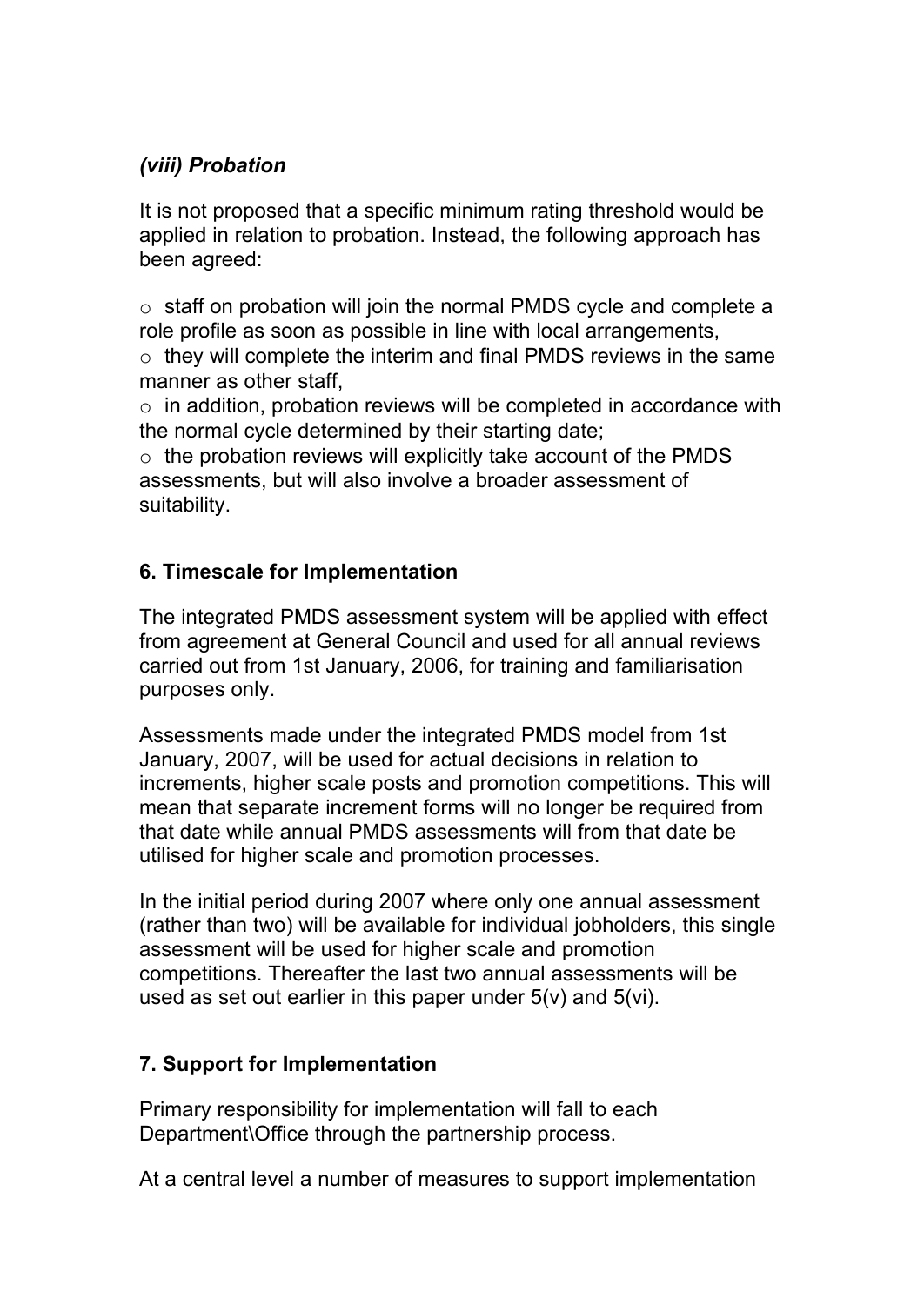### *(viii) Probation*

It is not proposed that a specific minimum rating threshold would be applied in relation to probation. Instead, the following approach has been agreed:

- staff on probation will join the normal PMDS cycle and complete a role profile as soon as possible in line with local arrangements,
- they will complete the interim and final PMDS reviews in the same manner as other staff,
- in addition, probation reviews will be completed in accordance with the normal cycle determined by their starting date;
- the probation reviews will explicitly take account of the PMDS assessments, but will also involve a broader assessment of suitability.

## 6. Timescale for Implementation

The integrated PMDS assessment system will be applied with effect from agreement at General Council and used for all annual reviews carried out from 1st January, 2006, for training and familiarisation purposes only.

Assessments made under the integrated PMDS model from 1st January, 2007, will be used for actual decisions in relation to increments, higher scale posts and promotion competitions. This will mean that separate increment forms will no longer be required from that date while annual PMDS assessments will from that date be utilised for higher scale and promotion processes.

In the initial period during 2007 where only one annual assessment (rather than two) will be available for individual jobholders, this single assessment will be used for higher scale and promotion competitions. Thereafter the last two annual assessments will be used as set out earlier in this paper under 5(v) and 5(vi).

## 7. Support for Implementation

Primary responsibility for implementation will fall to each Department\Office through the partnership process.

At a central level a number of measures to support implementation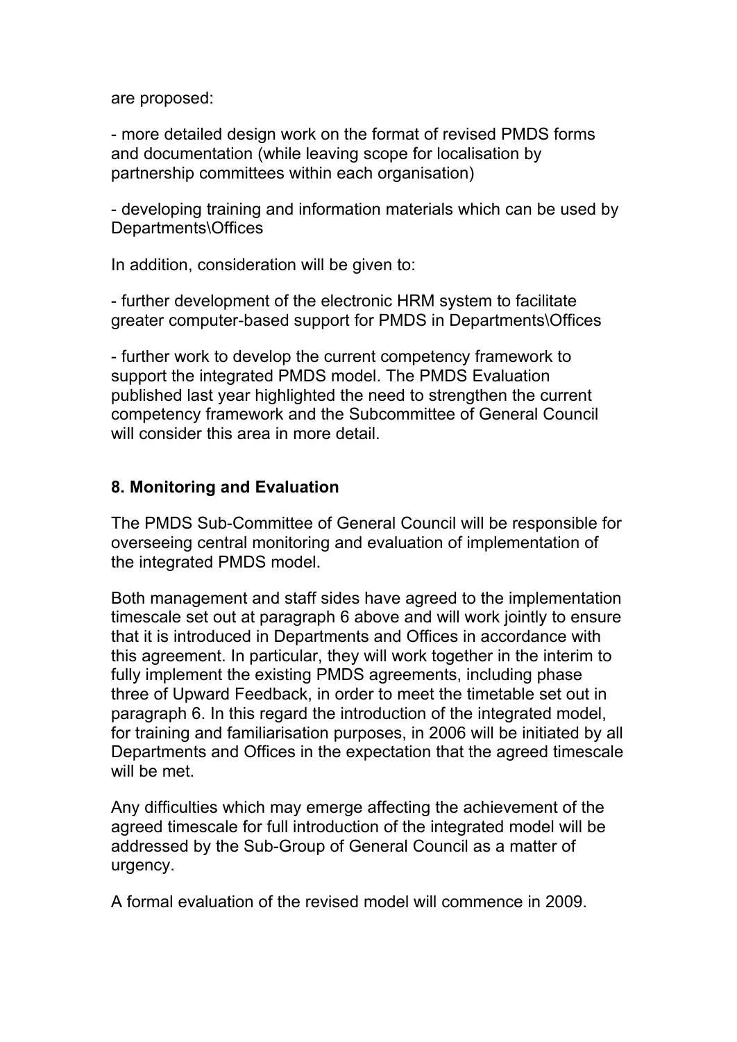are proposed:

- more detailed design work on the format of revised PMDS forms and documentation (while leaving scope for localisation by partnership committees within each organisation)

- developing training and information materials which can be used by Departments\Offices

In addition, consideration will be given to:

- further development of the electronic HRM system to facilitate greater computer-based support for PMDS in Departments\Offices

- further work to develop the current competency framework to support the integrated PMDS model. The PMDS Evaluation published last year highlighted the need to strengthen the current competency framework and the Subcommittee of General Council will consider this area in more detail.

**8. Monitoring and Evaluation**

The PMDS Sub-Committee of General Council will be responsible for overseeing central monitoring and evaluation of implementation of the integrated PMDS model.

Both management and staff sides have agreed to the implementation timescale set out at paragraph 6 above and will work jointly to ensure that it is introduced in Departments and Offices in accordance with this agreement. In particular, they will work together in the interim to fully implement the existing PMDS agreements, including phase three of Upward Feedback, in order to meet the timetable set out in paragraph 6. In this regard the introduction of the integrated model, for training and familiarisation purposes, in 2006 will be initiated by all Departments and Offices in the expectation that the agreed timescale will be met.

Any difficulties which may emerge affecting the achievement of the agreed timescale for full introduction of the integrated model will be addressed by the Sub-Group of General Council as a matter of urgency.

A formal evaluation of the revised model will commence in 2009.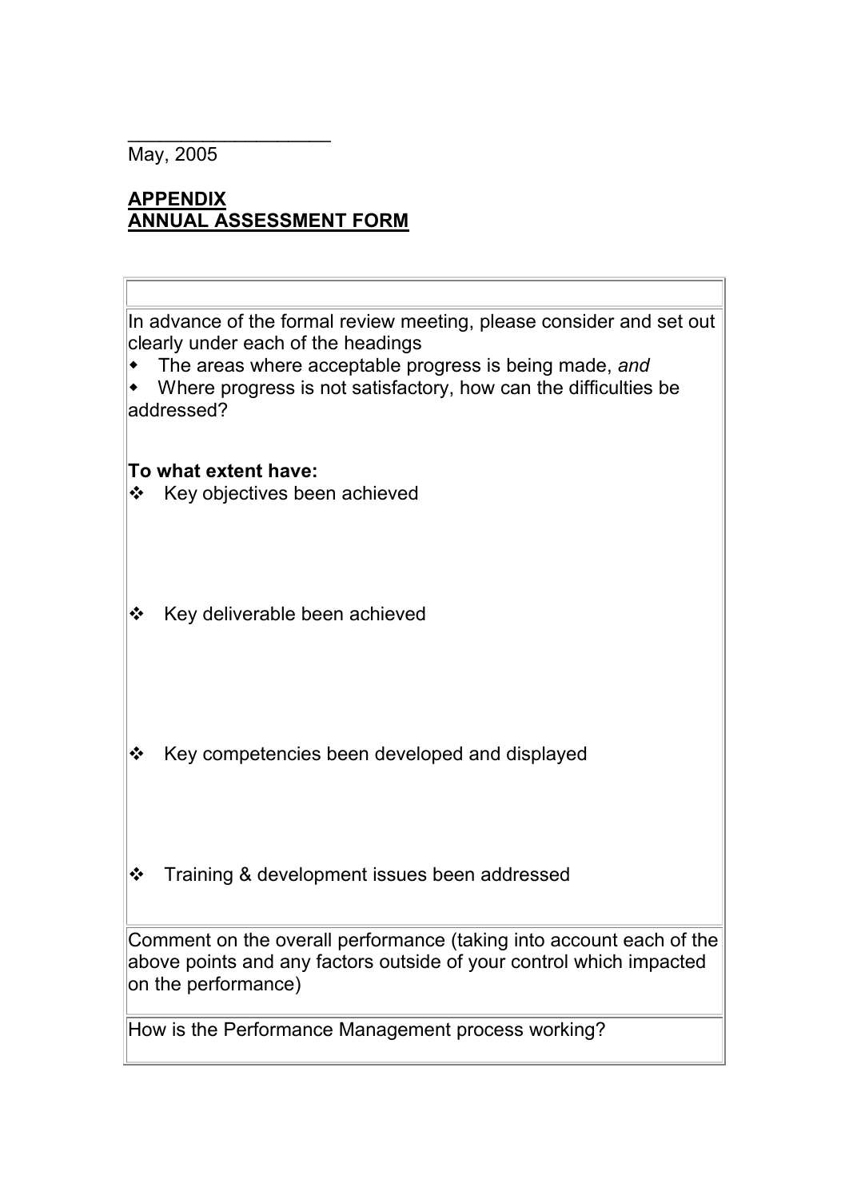\_\_\_\_\_\_\_\_\_\_\_\_\_\_\_\_\_\_\_\_

May, 2005

**APPENDIX**
**ANNUAL ASSESSMENT FORM**

| |
|---|
| In advance of the formal review meeting, please consider and set out clearly under each of the headings<br>• The areas where acceptable progress is being made, *and*<br>• Where progress is not satisfactory, how can the difficulties be addressed?<br><br>**To what extent have:**<br>❖ Key objectives been achieved<br><br><br><br>❖ Key deliverable been achieved<br><br><br><br>❖ Key competencies been developed and displayed<br><br><br><br>❖ Training & development issues been addressed |
| Comment on the overall performance (taking into account each of the above points and any factors outside of your control which impacted on the performance) |
| How is the Performance Management process working? |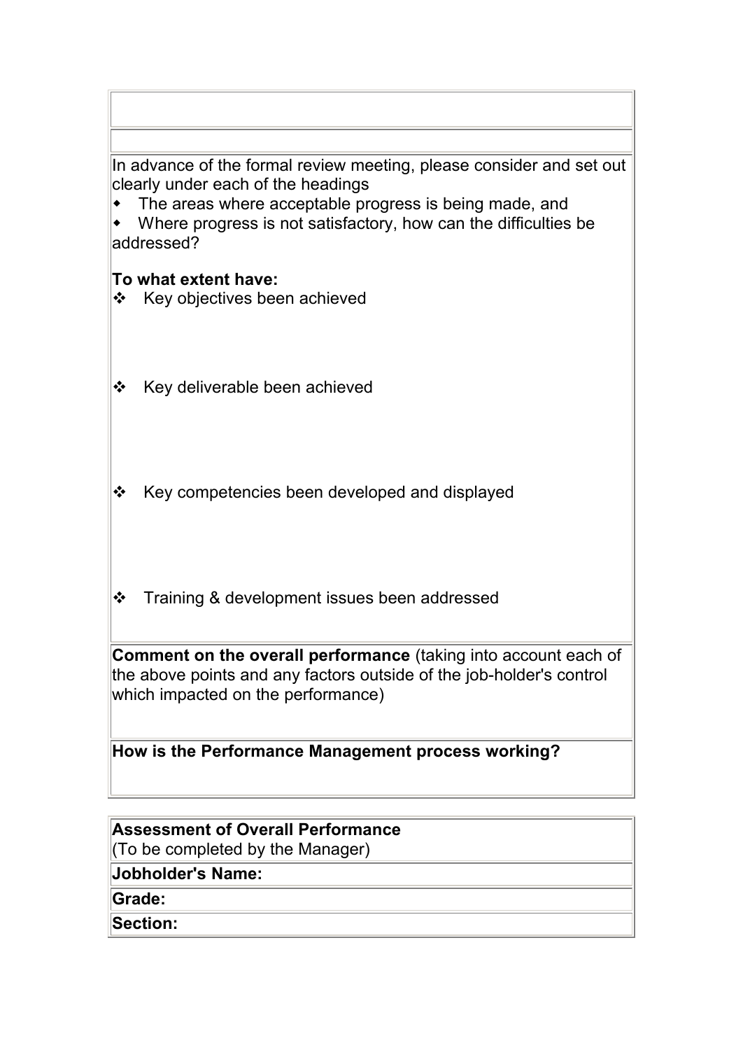In advance of the formal review meeting, please consider and set out clearly under each of the headings

- The areas where acceptable progress is being made, and
- Where progress is not satisfactory, how can the difficulties be addressed?

**To what extent have:**

- Key objectives been achieved

- Key deliverable been achieved

- Key competencies been developed and displayed

- Training & development issues been addressed

**Comment on the overall performance** (taking into account each of the above points and any factors outside of the job-holder's control which impacted on the performance)

**How is the Performance Management process working?**

| **Assessment of Overall Performance**<br>(To be completed by the Manager) |
|---|
| **Jobholder's Name:** |
| **Grade:** |
| **Section:** |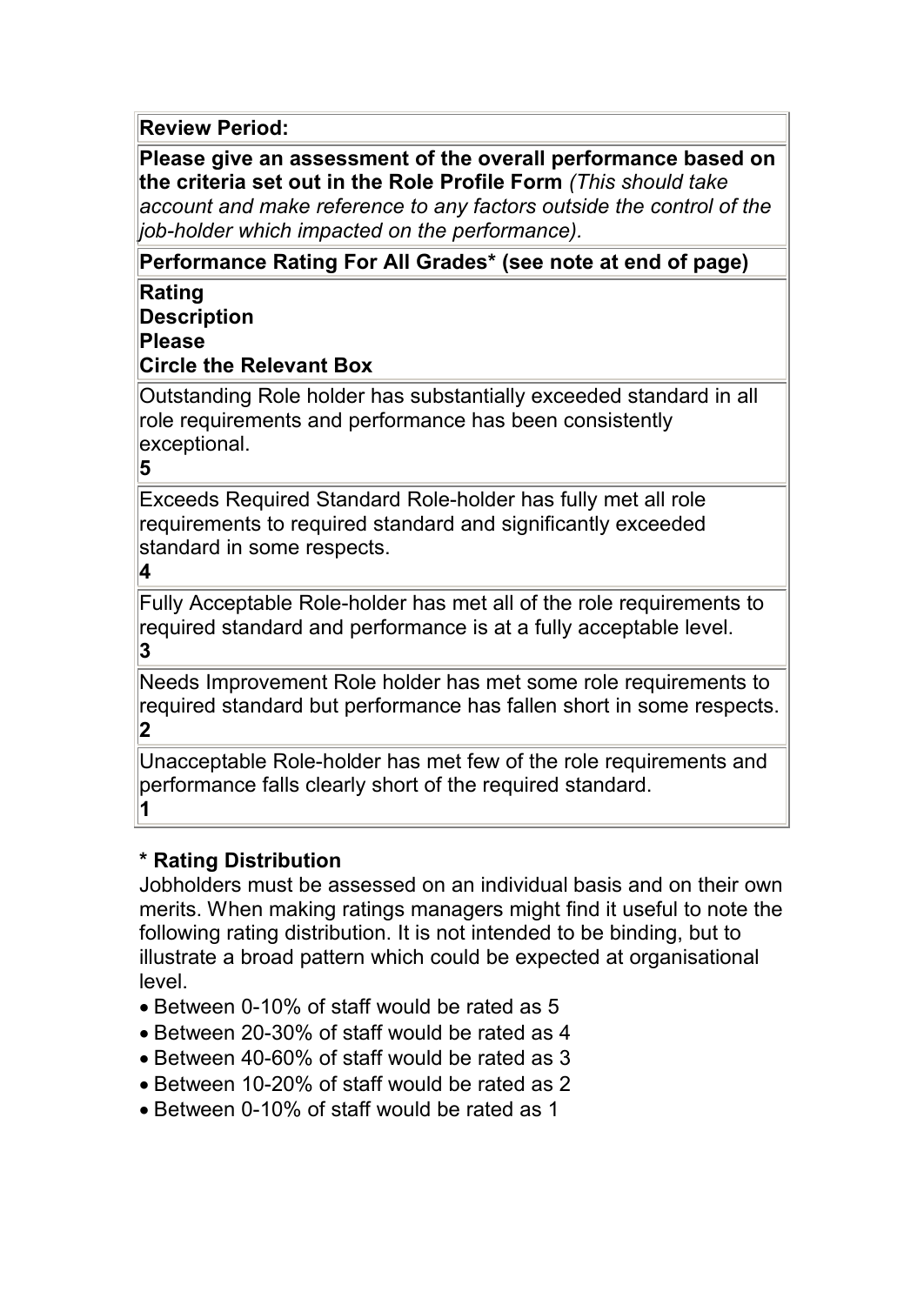| **Review Period:** |
| --- |
| **Please give an assessment of the overall performance based on the criteria set out in the Role Profile Form** *(This should take account and make reference to any factors outside the control of the job-holder which impacted on the performance).* |
| **Performance Rating For All Grades* (see note at end of page)** |
| **Rating**<br>**Description**<br>**Please**<br>**Circle the Relevant Box** |
| Outstanding Role holder has substantially exceeded standard in all role requirements and performance has been consistently exceptional.<br>**5** |
| Exceeds Required Standard Role-holder has fully met all role requirements to required standard and significantly exceeded standard in some respects.<br>**4** |
| Fully Acceptable Role-holder has met all of the role requirements to required standard and performance is at a fully acceptable level.<br>**3** |
| Needs Improvement Role holder has met some role requirements to required standard but performance has fallen short in some respects.<br>**2** |
| Unacceptable Role-holder has met few of the role requirements and performance falls clearly short of the required standard.<br>**1** |

**\* Rating Distribution**

Jobholders must be assessed on an individual basis and on their own merits. When making ratings managers might find it useful to note the following rating distribution. It is not intended to be binding, but to illustrate a broad pattern which could be expected at organisational level.

- Between 0-10% of staff would be rated as 5
- Between 20-30% of staff would be rated as 4
- Between 40-60% of staff would be rated as 3
- Between 10-20% of staff would be rated as 2
- Between 0-10% of staff would be rated as 1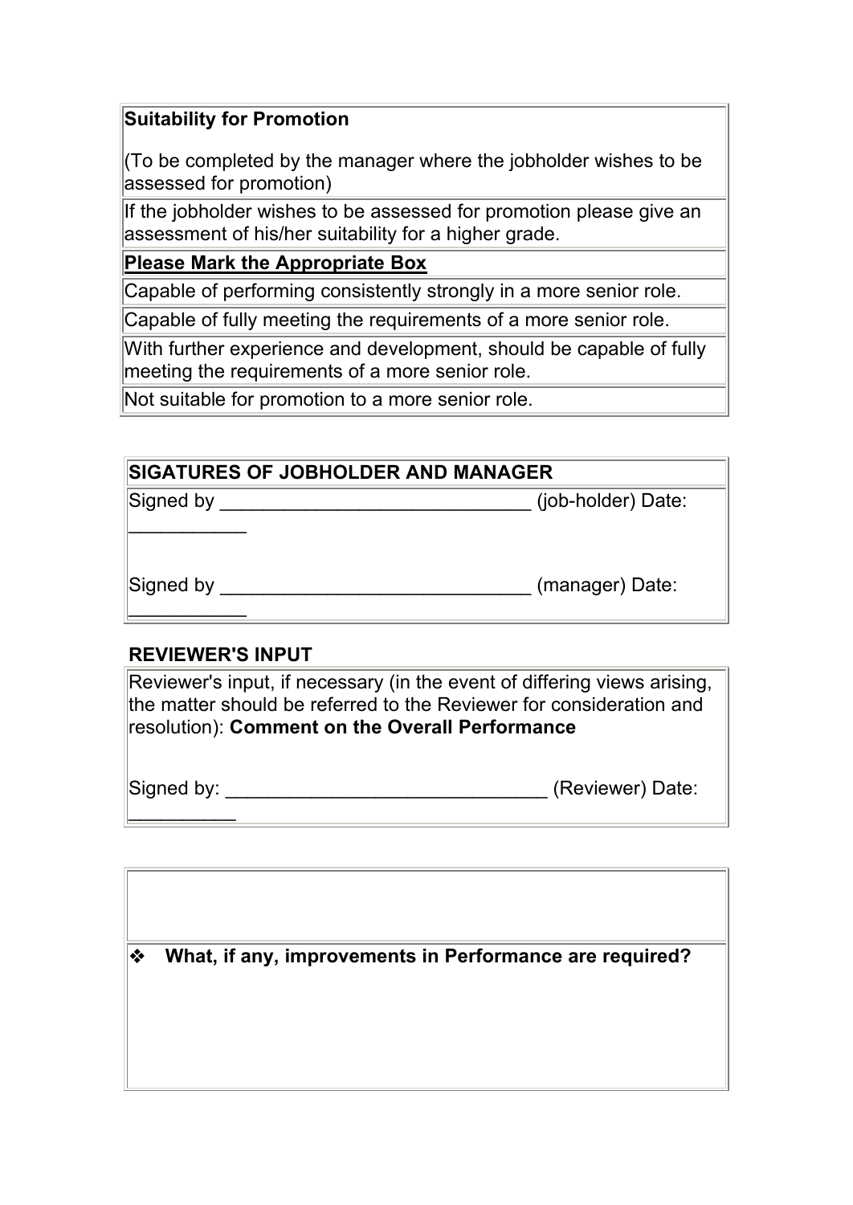| **Suitability for Promotion**<br><br>(To be completed by the manager where the jobholder wishes to be assessed for promotion) |
|---|
| If the jobholder wishes to be assessed for promotion please give an assessment of his/her suitability for a higher grade. |
| **Please Mark the Appropriate Box** |
| Capable of performing consistently strongly in a more senior role. |
| Capable of fully meeting the requirements of a more senior role. |
| With further experience and development, should be capable of fully meeting the requirements of a more senior role. |
| Not suitable for promotion to a more senior role. |

| **SIGATURES OF JOBHOLDER AND MANAGER** |
|---|
| Signed by _____________________________ (job-holder) Date: ___________<br><br>Signed by _____________________________ (manager) Date: ___________ |

**REVIEWER'S INPUT**

| Reviewer's input, if necessary (in the event of differing views arising, the matter should be referred to the Reviewer for consideration and resolution): **Comment on the Overall Performance**<br><br>Signed by: ______________________________ (Reviewer) Date: __________ |
|---|

| |
|---|
| ❖ **What, if any, improvements in Performance are required?** |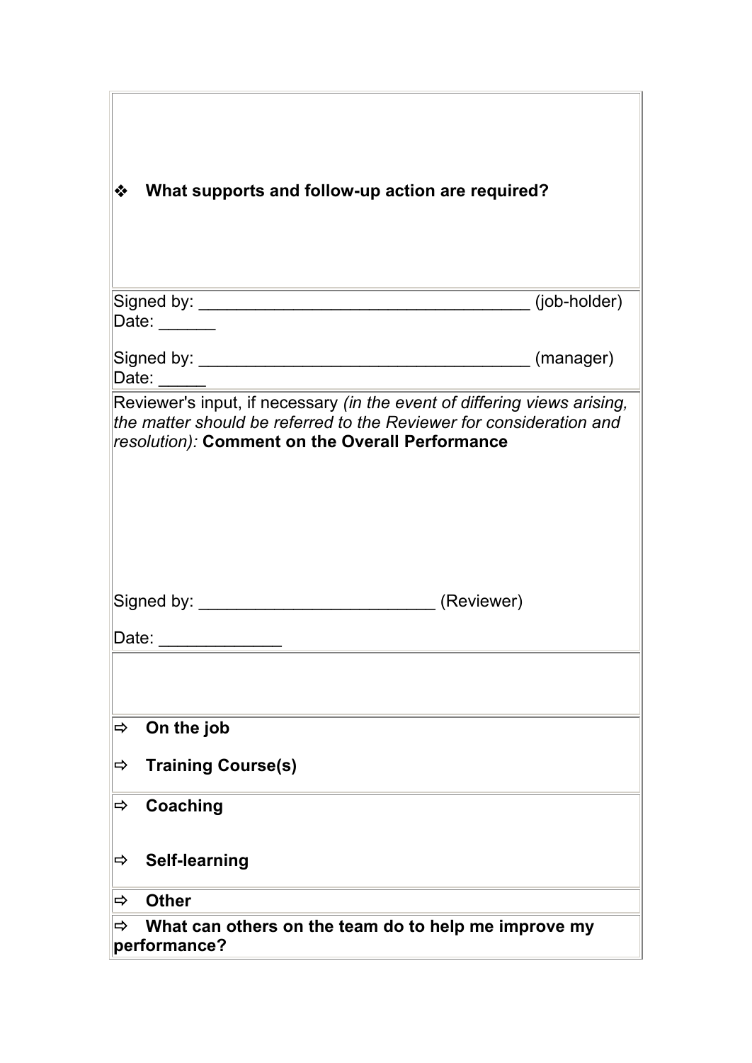| |
|---|
| ❖ **What supports and follow-up action are required?** |
| Signed by: ___________________________________ (job-holder)<br>Date: ______<br><br>Signed by: ___________________________________ (manager)<br>Date: _____ |
| Reviewer's input, if necessary *(in the event of differing views arising, the matter should be referred to the Reviewer for consideration and resolution):* **Comment on the Overall Performance**<br><br><br><br>Signed by: ________________________ (Reviewer)<br><br>Date: _____________ |
| |
| ⇨ **On the job**<br><br>⇨ **Training Course(s)** |
| ⇨ **Coaching**<br><br>⇨ **Self-learning** |
| ⇨ **Other** |
| ⇨ **What can others on the team do to help me improve my performance?** |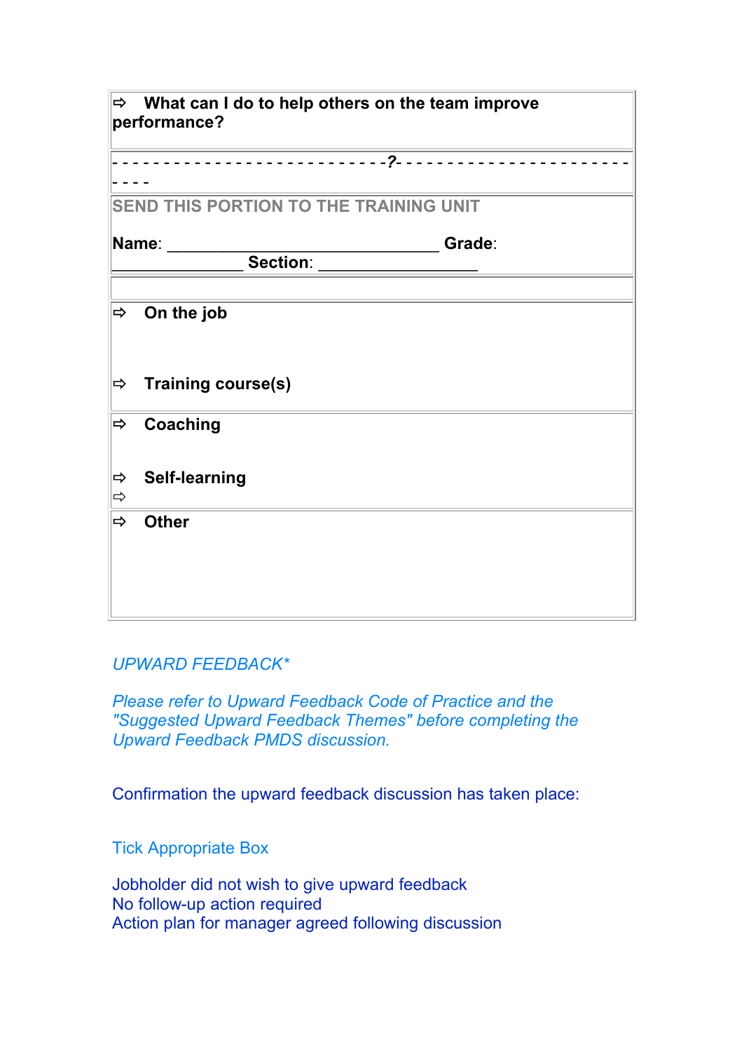| ⇨ **What can I do to help others on the team improve performance?** |
|---|
| - - - - - - - - - - - - - - - - - - - - - - - - - - -?- - - - - - - - - - - - - - - - - - - - - - - - - - |
| SEND THIS PORTION TO THE TRAINING UNIT<br><br>**Name**: ______________________________ **Grade**: ______________ **Section**: _________________ |
| |
| ⇨ **On the job**<br><br>⇨ **Training course(s)** |
| ⇨ **Coaching**<br><br>⇨ **Self-learning**<br>⇨ |
| ⇨ **Other** |

*UPWARD FEEDBACK**

*Please refer to Upward Feedback Code of Practice and the "Suggested Upward Feedback Themes" before completing the Upward Feedback PMDS discussion.*

Confirmation the upward feedback discussion has taken place:

Tick Appropriate Box

Jobholder did not wish to give upward feedback
No follow-up action required
Action plan for manager agreed following discussion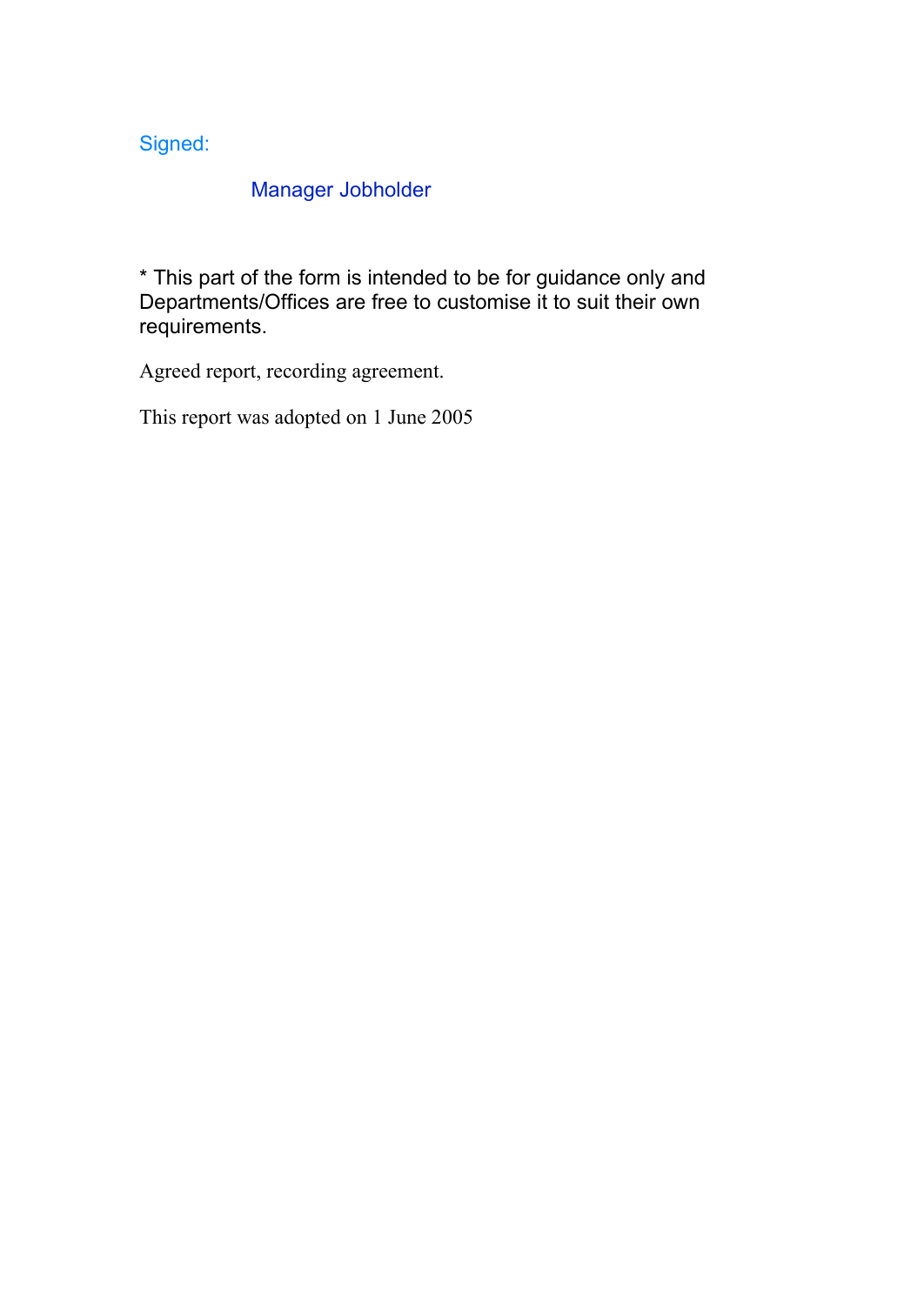Signed:

Manager Jobholder

* This part of the form is intended to be for guidance only and Departments/Offices are free to customise it to suit their own requirements.

Agreed report, recording agreement.

This report was adopted on 1 June 2005